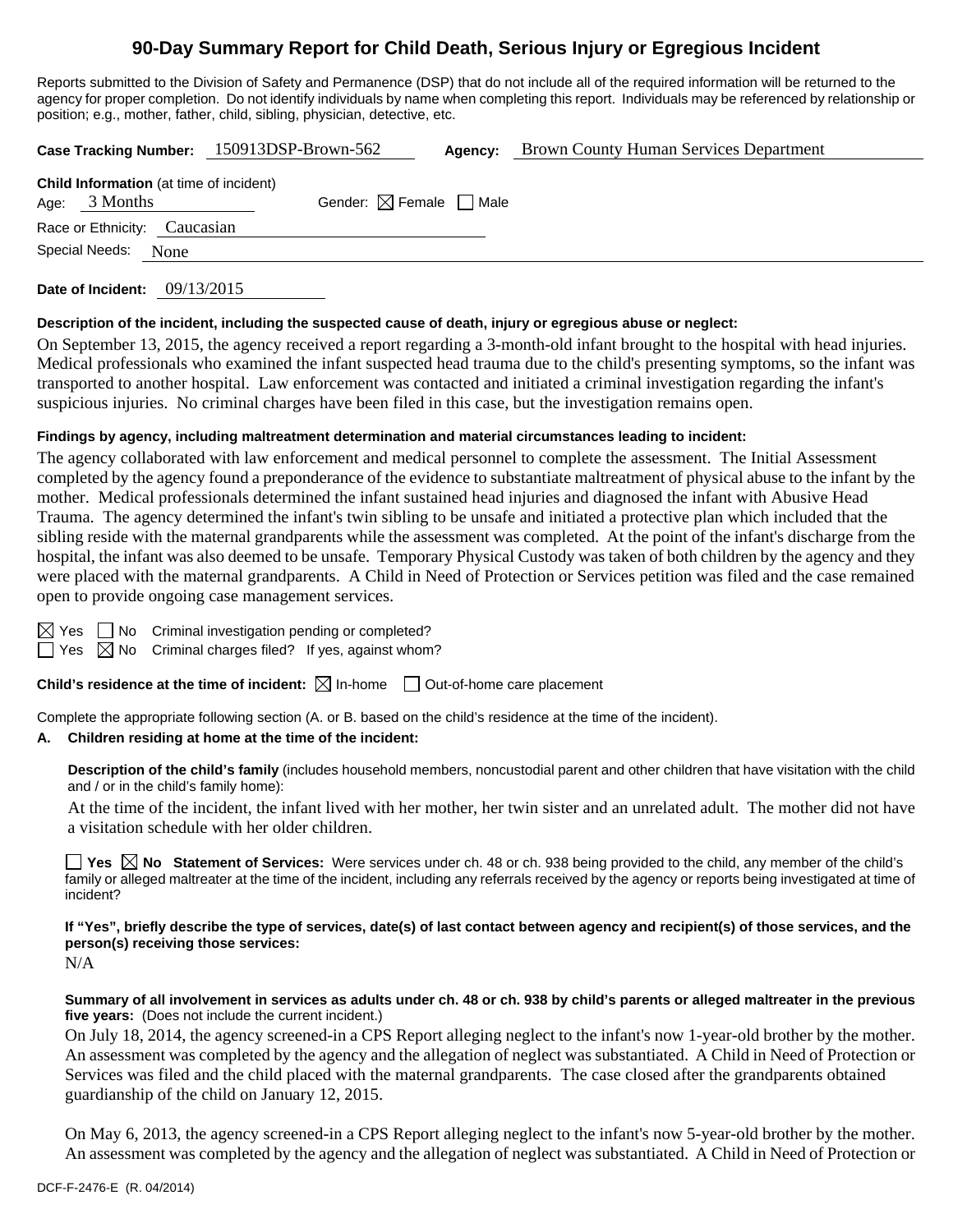# 90-Day Summary Report for Child Death, Serious Injury or Egregious Incident

Reports submitted to the Division of Safety and Permanence (DSP) that do not include all of the required information will be returned to the agency for proper completion. Do not identify individuals by name when completing this report. Individuals may be referenced by relationship or position; e.g., mother, father, child, sibling, physician, detective, etc.

**Case Tracking Number:** 150913DSP-Brown-562 **Agency:** Brown County Human Services Department

**Child Information** (at time of incident)

Age: 3 Months Gender: ☒ Female ☐ Male

Race or Ethnicity: Caucasian

Special Needs: None

**Date of Incident:** 09/13/2015

**Description of the incident, including the suspected cause of death, injury or egregious abuse or neglect:**

On September 13, 2015, the agency received a report regarding a 3-month-old infant brought to the hospital with head injuries. Medical professionals who examined the infant suspected head trauma due to the child's presenting symptoms, so the infant was transported to another hospital. Law enforcement was contacted and initiated a criminal investigation regarding the infant's suspicious injuries. No criminal charges have been filed in this case, but the investigation remains open.

**Findings by agency, including maltreatment determination and material circumstances leading to incident:**

The agency collaborated with law enforcement and medical personnel to complete the assessment. The Initial Assessment completed by the agency found a preponderance of the evidence to substantiate maltreatment of physical abuse to the infant by the mother. Medical professionals determined the infant sustained head injuries and diagnosed the infant with Abusive Head Trauma. The agency determined the infant's twin sibling to be unsafe and initiated a protective plan which included that the sibling reside with the maternal grandparents while the assessment was completed. At the point of the infant's discharge from the hospital, the infant was also deemed to be unsafe. Temporary Physical Custody was taken of both children by the agency and they were placed with the maternal grandparents. A Child in Need of Protection or Services petition was filed and the case remained open to provide ongoing case management services.

☒ Yes ☐ No Criminal investigation pending or completed?

☐ Yes ☒ No Criminal charges filed? If yes, against whom?

**Child's residence at the time of incident:** ☒ In-home ☐ Out-of-home care placement

Complete the appropriate following section (A. or B. based on the child's residence at the time of the incident).

**A. Children residing at home at the time of the incident:**

**Description of the child's family** (includes household members, noncustodial parent and other children that have visitation with the child and / or in the child's family home):

At the time of the incident, the infant lived with her mother, her twin sister and an unrelated adult. The mother did not have a visitation schedule with her older children.

☐ **Yes** ☒ **No Statement of Services:** Were services under ch. 48 or ch. 938 being provided to the child, any member of the child's family or alleged maltreater at the time of the incident, including any referrals received by the agency or reports being investigated at time of incident?

**If "Yes", briefly describe the type of services, date(s) of last contact between agency and recipient(s) of those services, and the person(s) receiving those services:**

N/A

**Summary of all involvement in services as adults under ch. 48 or ch. 938 by child's parents or alleged maltreater in the previous five years:** (Does not include the current incident.)

On July 18, 2014, the agency screened-in a CPS Report alleging neglect to the infant's now 1-year-old brother by the mother. An assessment was completed by the agency and the allegation of neglect was substantiated. A Child in Need of Protection or Services was filed and the child placed with the maternal grandparents. The case closed after the grandparents obtained guardianship of the child on January 12, 2015.

On May 6, 2013, the agency screened-in a CPS Report alleging neglect to the infant's now 5-year-old brother by the mother. An assessment was completed by the agency and the allegation of neglect was substantiated. A Child in Need of Protection or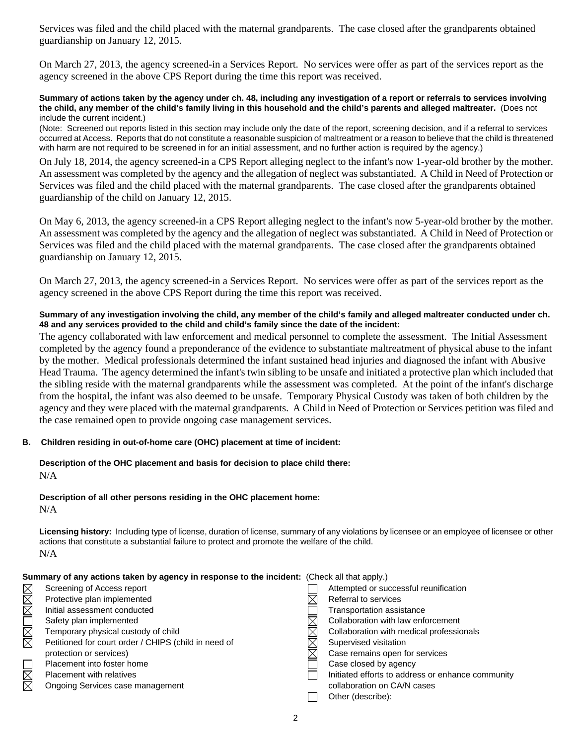Services was filed and the child placed with the maternal grandparents. The case closed after the grandparents obtained guardianship on January 12, 2015.

On March 27, 2013, the agency screened-in a Services Report. No services were offer as part of the services report as the agency screened in the above CPS Report during the time this report was received.

**Summary of actions taken by the agency under ch. 48, including any investigation of a report or referrals to services involving the child, any member of the child's family living in this household and the child's parents and alleged maltreater.** (Does not include the current incident.)

(Note: Screened out reports listed in this section may include only the date of the report, screening decision, and if a referral to services occurred at Access. Reports that do not constitute a reasonable suspicion of maltreatment or a reason to believe that the child is threatened with harm are not required to be screened in for an initial assessment, and no further action is required by the agency.)

On July 18, 2014, the agency screened-in a CPS Report alleging neglect to the infant's now 1-year-old brother by the mother. An assessment was completed by the agency and the allegation of neglect was substantiated. A Child in Need of Protection or Services was filed and the child placed with the maternal grandparents. The case closed after the grandparents obtained guardianship of the child on January 12, 2015.

On May 6, 2013, the agency screened-in a CPS Report alleging neglect to the infant's now 5-year-old brother by the mother. An assessment was completed by the agency and the allegation of neglect was substantiated. A Child in Need of Protection or Services was filed and the child placed with the maternal grandparents. The case closed after the grandparents obtained guardianship on January 12, 2015.

On March 27, 2013, the agency screened-in a Services Report. No services were offer as part of the services report as the agency screened in the above CPS Report during the time this report was received.

**Summary of any investigation involving the child, any member of the child's family and alleged maltreater conducted under ch. 48 and any services provided to the child and child's family since the date of the incident:**

The agency collaborated with law enforcement and medical personnel to complete the assessment. The Initial Assessment completed by the agency found a preponderance of the evidence to substantiate maltreatment of physical abuse to the infant by the mother. Medical professionals determined the infant sustained head injuries and diagnosed the infant with Abusive Head Trauma. The agency determined the infant's twin sibling to be unsafe and initiated a protective plan which included that the sibling reside with the maternal grandparents while the assessment was completed. At the point of the infant's discharge from the hospital, the infant was also deemed to be unsafe. Temporary Physical Custody was taken of both children by the agency and they were placed with the maternal grandparents. A Child in Need of Protection or Services petition was filed and the case remained open to provide ongoing case management services.

**B. Children residing in out-of-home care (OHC) placement at time of incident:**

**Description of the OHC placement and basis for decision to place child there:**

N/A

**Description of all other persons residing in the OHC placement home:**

N/A

**Licensing history:** Including type of license, duration of license, summary of any violations by licensee or an employee of licensee or other actions that constitute a substantial failure to protect and promote the welfare of the child.

N/A

**Summary of any actions taken by agency in response to the incident:** (Check all that apply.)

- ☒ Screening of Access report
- ☒ Protective plan implemented
- ☒ Initial assessment conducted
- ☐ Safety plan implemented
- ☒ Temporary physical custody of child
- ☒ Petitioned for court order / CHIPS (child in need of protection or services)
- ☐ Placement into foster home
- ☒ Placement with relatives
- ☒ Ongoing Services case management
- ☐ Attempted or successful reunification
- ☒ Referral to services
- ☐ Transportation assistance
- ☒ Collaboration with law enforcement
- ☒ Collaboration with medical professionals
- ☒ Supervised visitation
- ☒ Case remains open for services
- ☐ Case closed by agency
- ☐ Initiated efforts to address or enhance community collaboration on CA/N cases
- ☐ Other (describe):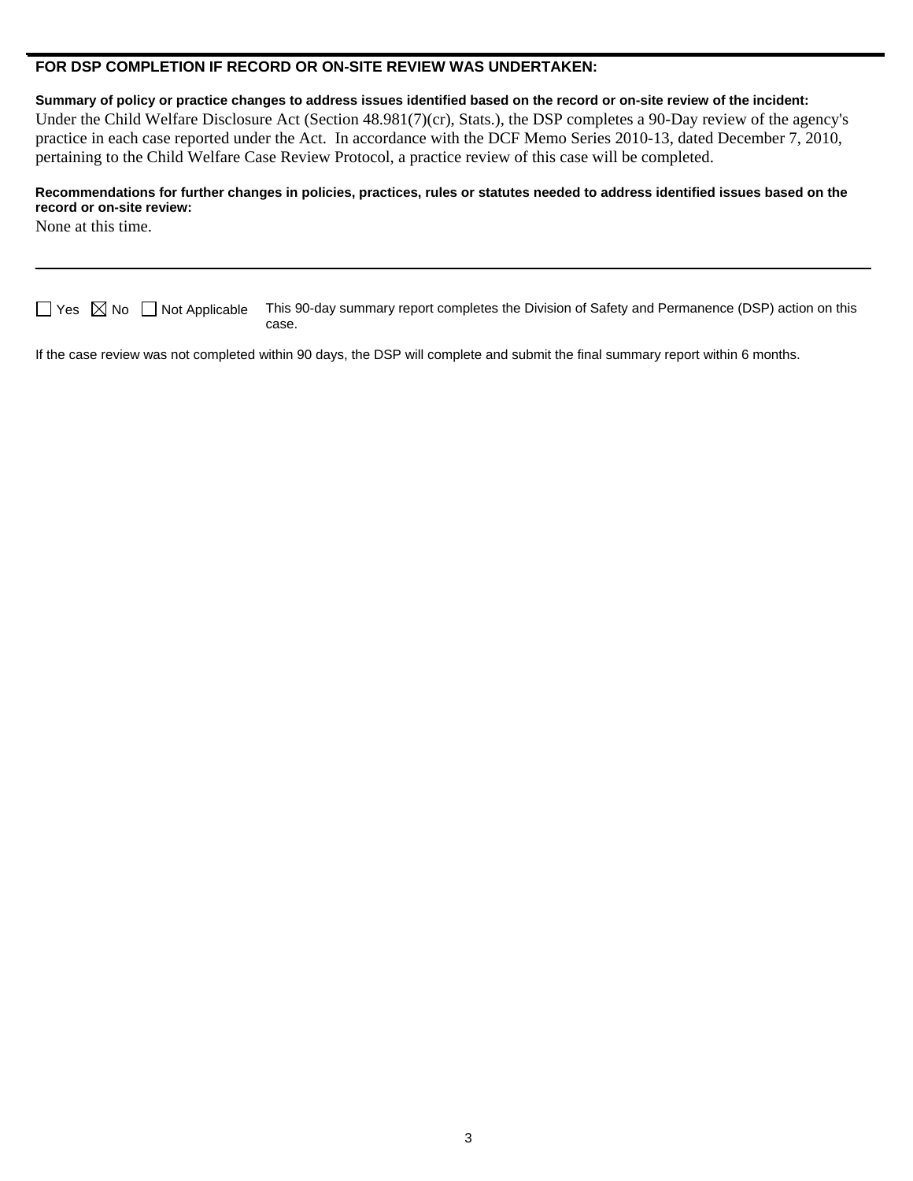**FOR DSP COMPLETION IF RECORD OR ON-SITE REVIEW WAS UNDERTAKEN:**

**Summary of policy or practice changes to address issues identified based on the record or on-site review of the incident:**

Under the Child Welfare Disclosure Act (Section 48.981(7)(cr), Stats.), the DSP completes a 90-Day review of the agency's practice in each case reported under the Act. In accordance with the DCF Memo Series 2010-13, dated December 7, 2010, pertaining to the Child Welfare Case Review Protocol, a practice review of this case will be completed.

**Recommendations for further changes in policies, practices, rules or statutes needed to address identified issues based on the record or on-site review:**

None at this time.

---

☐ Yes ☒ No ☐ Not Applicable — This 90-day summary report completes the Division of Safety and Permanence (DSP) action on this case.

If the case review was not completed within 90 days, the DSP will complete and submit the final summary report within 6 months.